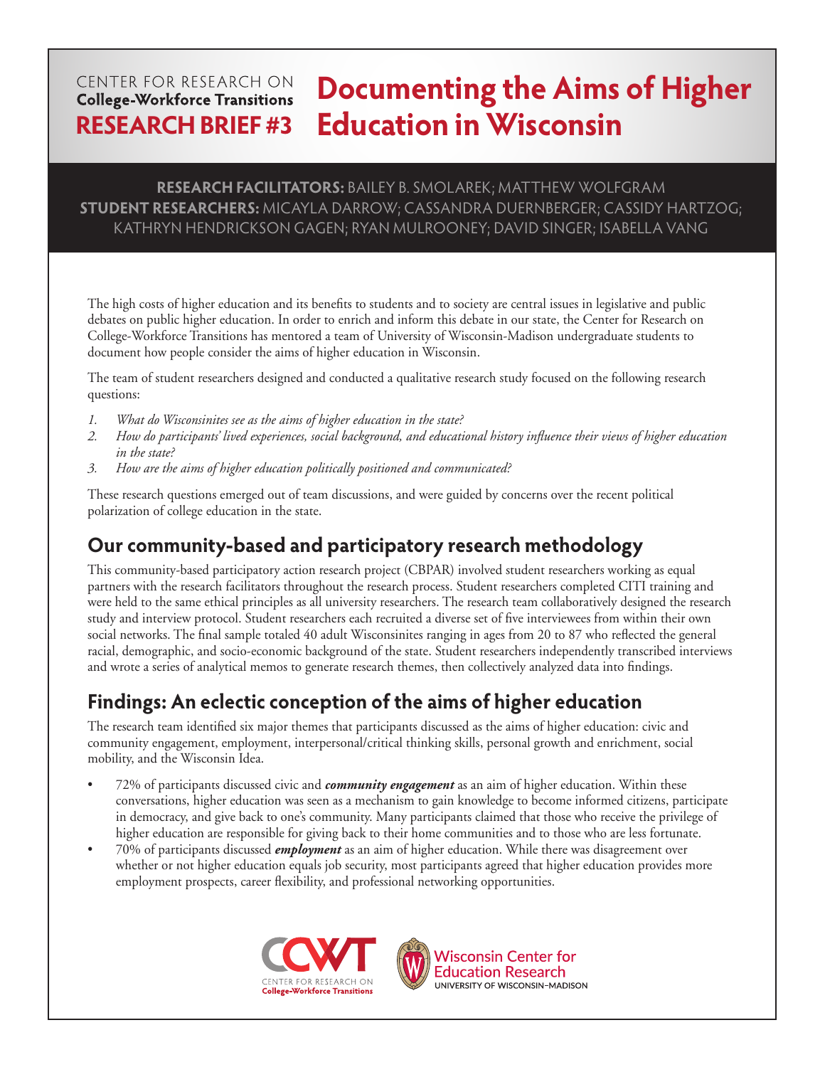CENTER FOR RESEARCH ON **College-Workforce Transitions**

**RESEARCH BRIEF #3**

# Documenting the Aims of Higher Education in Wisconsin

**RESEARCH FACILITATORS:** BAILEY B. SMOLAREK; MATTHEW WOLFGRAM
**STUDENT RESEARCHERS:** MICAYLA DARROW; CASSANDRA DUERNBERGER; CASSIDY HARTZOG; KATHRYN HENDRICKSON GAGEN; RYAN MULROONEY; DAVID SINGER; ISABELLA VANG

The high costs of higher education and its benefits to students and to society are central issues in legislative and public debates on public higher education. In order to enrich and inform this debate in our state, the Center for Research on College-Workforce Transitions has mentored a team of University of Wisconsin-Madison undergraduate students to document how people consider the aims of higher education in Wisconsin.

The team of student researchers designed and conducted a qualitative research study focused on the following research questions:

1. *What do Wisconsinites see as the aims of higher education in the state?*
2. *How do participants' lived experiences, social background, and educational history influence their views of higher education in the state?*
3. *How are the aims of higher education politically positioned and communicated?*

These research questions emerged out of team discussions, and were guided by concerns over the recent political polarization of college education in the state.

## Our community-based and participatory research methodology

This community-based participatory action research project (CBPAR) involved student researchers working as equal partners with the research facilitators throughout the research process. Student researchers completed CITI training and were held to the same ethical principles as all university researchers. The research team collaboratively designed the research study and interview protocol. Student researchers each recruited a diverse set of five interviewees from within their own social networks. The final sample totaled 40 adult Wisconsinites ranging in ages from 20 to 87 who reflected the general racial, demographic, and socio-economic background of the state. Student researchers independently transcribed interviews and wrote a series of analytical memos to generate research themes, then collectively analyzed data into findings.

## Findings: An eclectic conception of the aims of higher education

The research team identified six major themes that participants discussed as the aims of higher education: civic and community engagement, employment, interpersonal/critical thinking skills, personal growth and enrichment, social mobility, and the Wisconsin Idea.

- 72% of participants discussed civic and ***community engagement*** as an aim of higher education. Within these conversations, higher education was seen as a mechanism to gain knowledge to become informed citizens, participate in democracy, and give back to one's community. Many participants claimed that those who receive the privilege of higher education are responsible for giving back to their home communities and to those who are less fortunate.
- 70% of participants discussed ***employment*** as an aim of higher education. While there was disagreement over whether or not higher education equals job security, most participants agreed that higher education provides more employment prospects, career flexibility, and professional networking opportunities.

CCWT CENTER FOR RESEARCH ON College-Workforce Transitions

Wisconsin Center for Education Research
UNIVERSITY OF WISCONSIN–MADISON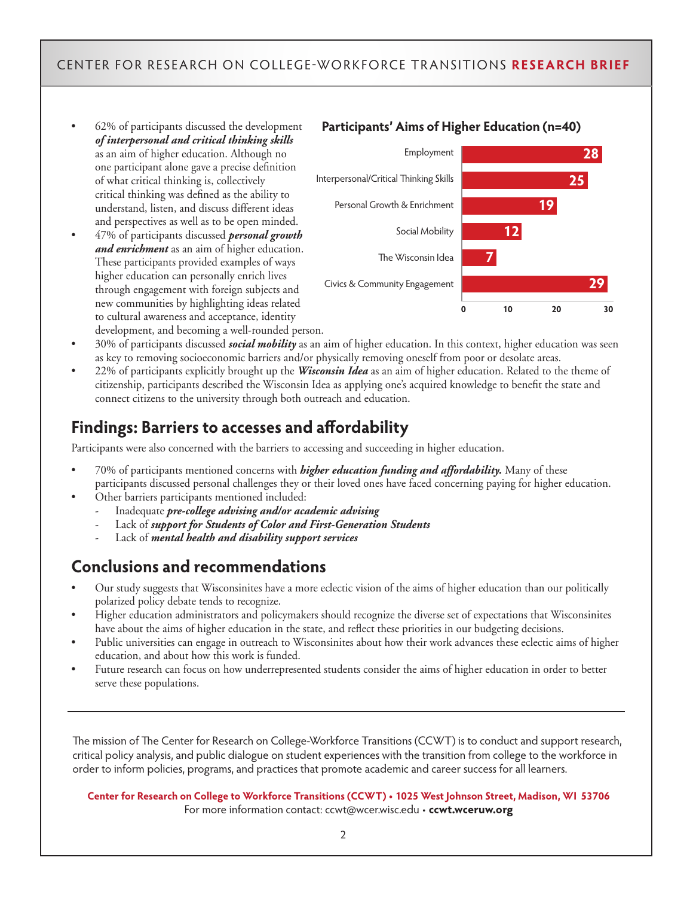- 62% of participants discussed the development ***of interpersonal and critical thinking skills*** as an aim of higher education. Although no one participant alone gave a precise definition of what critical thinking is, collectively critical thinking was defined as the ability to understand, listen, and discuss different ideas and perspectives as well as to be open minded.
- 47% of participants discussed ***personal growth and enrichment*** as an aim of higher education. These participants provided examples of ways higher education can personally enrich lives through engagement with foreign subjects and new communities by highlighting ideas related to cultural awareness and acceptance, identity development, and becoming a well-rounded person.

**Participants' Aims of Higher Education (n=40)**

Employment 28
Interpersonal/Critical Thinking Skills 25
Personal Growth & Enrichment 19
Social Mobility 12
The Wisconsin Idea 7
Civics & Community Engagement 29
0 10 20 30

- 30% of participants discussed ***social mobility*** as an aim of higher education. In this context, higher education was seen as key to removing socioeconomic barriers and/or physically removing oneself from poor or desolate areas.
- 22% of participants explicitly brought up the ***Wisconsin Idea*** as an aim of higher education. Related to the theme of citizenship, participants described the Wisconsin Idea as applying one's acquired knowledge to benefit the state and connect citizens to the university through both outreach and education.

## Findings: Barriers to accesses and affordability

Participants were also concerned with the barriers to accessing and succeeding in higher education.

- 70% of participants mentioned concerns with ***higher education funding and affordability.*** Many of these participants discussed personal challenges they or their loved ones have faced concerning paying for higher education.
- Other barriers participants mentioned included:
  - Inadequate ***pre-college advising and/or academic advising***
  - Lack of ***support for Students of Color and First-Generation Students***
  - Lack of ***mental health and disability support services***

## Conclusions and recommendations

- Our study suggests that Wisconsinites have a more eclectic vision of the aims of higher education than our politically polarized policy debate tends to recognize.
- Higher education administrators and policymakers should recognize the diverse set of expectations that Wisconsinites have about the aims of higher education in the state, and reflect these priorities in our budgeting decisions.
- Public universities can engage in outreach to Wisconsinites about how their work advances these eclectic aims of higher education, and about how this work is funded.
- Future research can focus on how underrepresented students consider the aims of higher education in order to better serve these populations.

---

The mission of The Center for Research on College-Workforce Transitions (CCWT) is to conduct and support research, critical policy analysis, and public dialogue on student experiences with the transition from college to the workforce in order to inform policies, programs, and practices that promote academic and career success for all learners.

**Center for Research on College to Workforce Transitions (CCWT) • 1025 West Johnson Street, Madison, WI 53706**
For more information contact: ccwt@wcer.wisc.edu • **ccwt.wceruw.org**